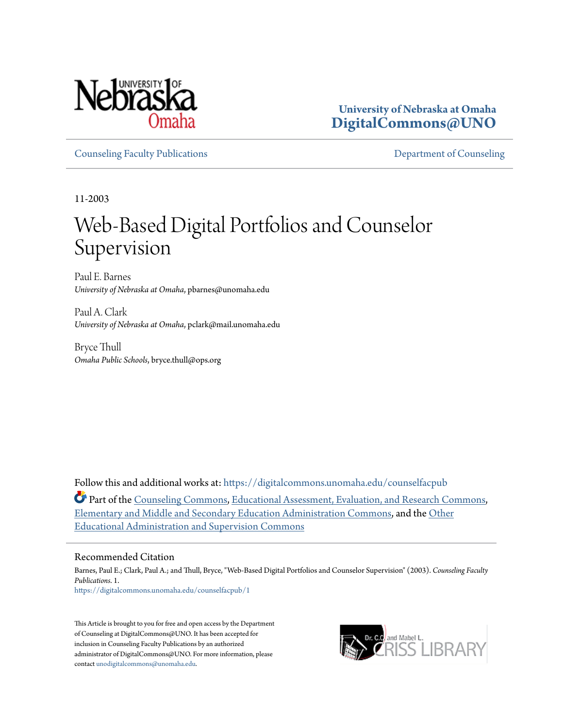University of Nebraska at Omaha
**DigitalCommons@UNO**

Counseling Faculty Publications | Department of Counseling

11-2003

# Web-Based Digital Portfolios and Counselor Supervision

Paul E. Barnes
*University of Nebraska at Omaha*, pbarnes@unomaha.edu

Paul A. Clark
*University of Nebraska at Omaha*, pclark@mail.unomaha.edu

Bryce Thull
*Omaha Public Schools*, bryce.thull@ops.org

Follow this and additional works at: https://digitalcommons.unomaha.edu/counselfacpub

Part of the Counseling Commons, Educational Assessment, Evaluation, and Research Commons, Elementary and Middle and Secondary Education Administration Commons, and the Other Educational Administration and Supervision Commons

## Recommended Citation

Barnes, Paul E.; Clark, Paul A.; and Thull, Bryce, "Web-Based Digital Portfolios and Counselor Supervision" (2003). *Counseling Faculty Publications*. 1.
https://digitalcommons.unomaha.edu/counselfacpub/1

This Article is brought to you for free and open access by the Department of Counseling at DigitalCommons@UNO. It has been accepted for inclusion in Counseling Faculty Publications by an authorized administrator of DigitalCommons@UNO. For more information, please contact unodigitalcommons@unomaha.edu.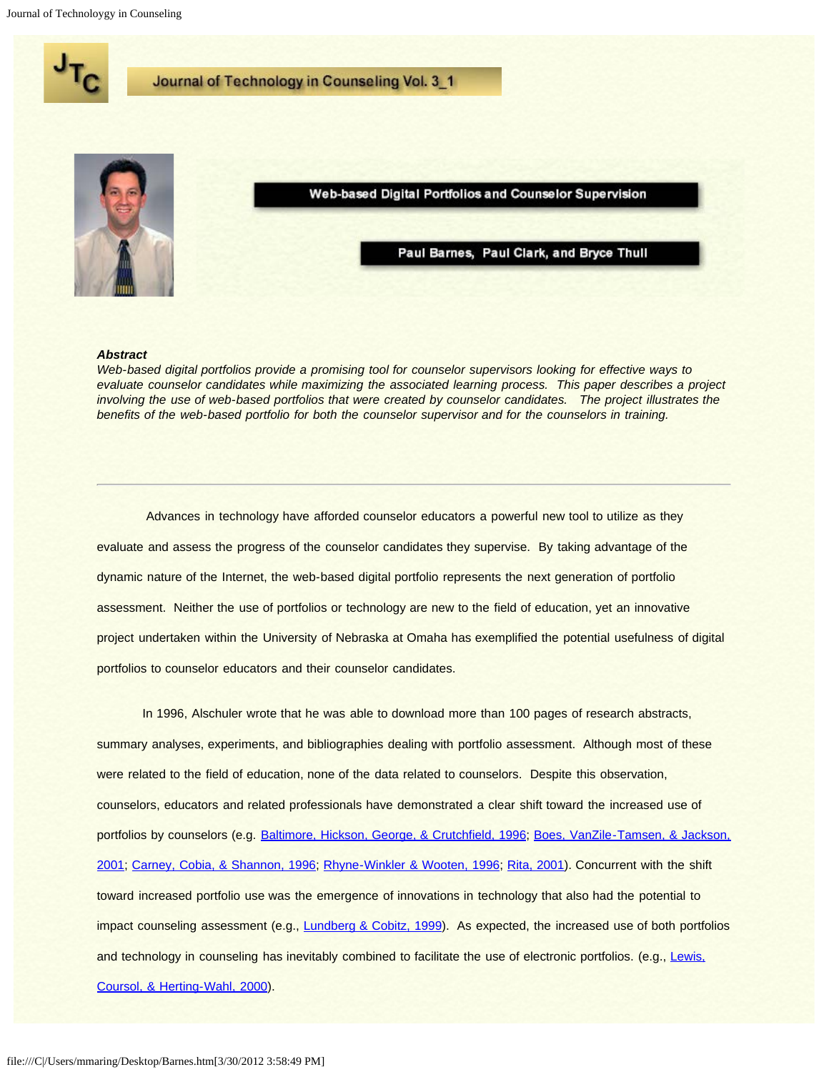# Journal of Technology in Counseling Vol. 3_1

## Web-based Digital Portfolios and Counselor Supervision

### Paul Barnes, Paul Clark, and Bryce Thull

***Abstract***
*Web-based digital portfolios provide a promising tool for counselor supervisors looking for effective ways to evaluate counselor candidates while maximizing the associated learning process. This paper describes a project involving the use of web-based portfolios that were created by counselor candidates. The project illustrates the benefits of the web-based portfolio for both the counselor supervisor and for the counselors in training.*

---

Advances in technology have afforded counselor educators a powerful new tool to utilize as they evaluate and assess the progress of the counselor candidates they supervise. By taking advantage of the dynamic nature of the Internet, the web-based digital portfolio represents the next generation of portfolio assessment. Neither the use of portfolios or technology are new to the field of education, yet an innovative project undertaken within the University of Nebraska at Omaha has exemplified the potential usefulness of digital portfolios to counselor educators and their counselor candidates.

In 1996, Alschuler wrote that he was able to download more than 100 pages of research abstracts, summary analyses, experiments, and bibliographies dealing with portfolio assessment. Although most of these were related to the field of education, none of the data related to counselors. Despite this observation, counselors, educators and related professionals have demonstrated a clear shift toward the increased use of portfolios by counselors (e.g. Baltimore, Hickson, George, & Crutchfield, 1996; Boes, VanZile-Tamsen, & Jackson, 2001; Carney, Cobia, & Shannon, 1996; Rhyne-Winkler & Wooten, 1996; Rita, 2001). Concurrent with the shift toward increased portfolio use was the emergence of innovations in technology that also had the potential to impact counseling assessment (e.g., Lundberg & Cobitz, 1999). As expected, the increased use of both portfolios and technology in counseling has inevitably combined to facilitate the use of electronic portfolios. (e.g., Lewis, Coursol, & Herting-Wahl, 2000).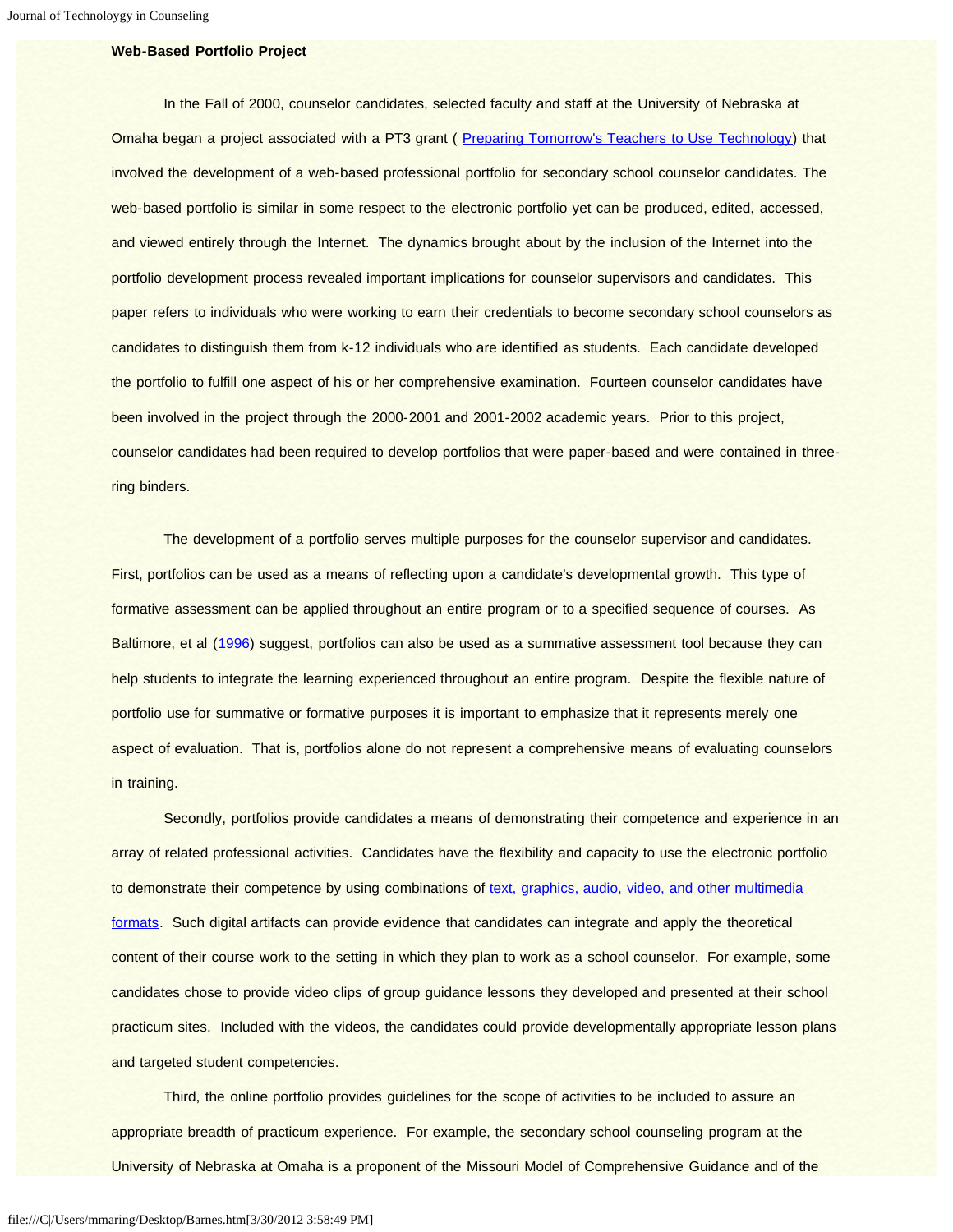**Web-Based Portfolio Project**

In the Fall of 2000, counselor candidates, selected faculty and staff at the University of Nebraska at Omaha began a project associated with a PT3 grant ( Preparing Tomorrow's Teachers to Use Technology) that involved the development of a web-based professional portfolio for secondary school counselor candidates. The web-based portfolio is similar in some respect to the electronic portfolio yet can be produced, edited, accessed, and viewed entirely through the Internet. The dynamics brought about by the inclusion of the Internet into the portfolio development process revealed important implications for counselor supervisors and candidates. This paper refers to individuals who were working to earn their credentials to become secondary school counselors as candidates to distinguish them from k-12 individuals who are identified as students. Each candidate developed the portfolio to fulfill one aspect of his or her comprehensive examination. Fourteen counselor candidates have been involved in the project through the 2000-2001 and 2001-2002 academic years. Prior to this project, counselor candidates had been required to develop portfolios that were paper-based and were contained in three-ring binders.

The development of a portfolio serves multiple purposes for the counselor supervisor and candidates. First, portfolios can be used as a means of reflecting upon a candidate's developmental growth. This type of formative assessment can be applied throughout an entire program or to a specified sequence of courses. As Baltimore, et al (1996) suggest, portfolios can also be used as a summative assessment tool because they can help students to integrate the learning experienced throughout an entire program. Despite the flexible nature of portfolio use for summative or formative purposes it is important to emphasize that it represents merely one aspect of evaluation. That is, portfolios alone do not represent a comprehensive means of evaluating counselors in training.

Secondly, portfolios provide candidates a means of demonstrating their competence and experience in an array of related professional activities. Candidates have the flexibility and capacity to use the electronic portfolio to demonstrate their competence by using combinations of text, graphics, audio, video, and other multimedia formats. Such digital artifacts can provide evidence that candidates can integrate and apply the theoretical content of their course work to the setting in which they plan to work as a school counselor. For example, some candidates chose to provide video clips of group guidance lessons they developed and presented at their school practicum sites. Included with the videos, the candidates could provide developmentally appropriate lesson plans and targeted student competencies.

Third, the online portfolio provides guidelines for the scope of activities to be included to assure an appropriate breadth of practicum experience. For example, the secondary school counseling program at the University of Nebraska at Omaha is a proponent of the Missouri Model of Comprehensive Guidance and of the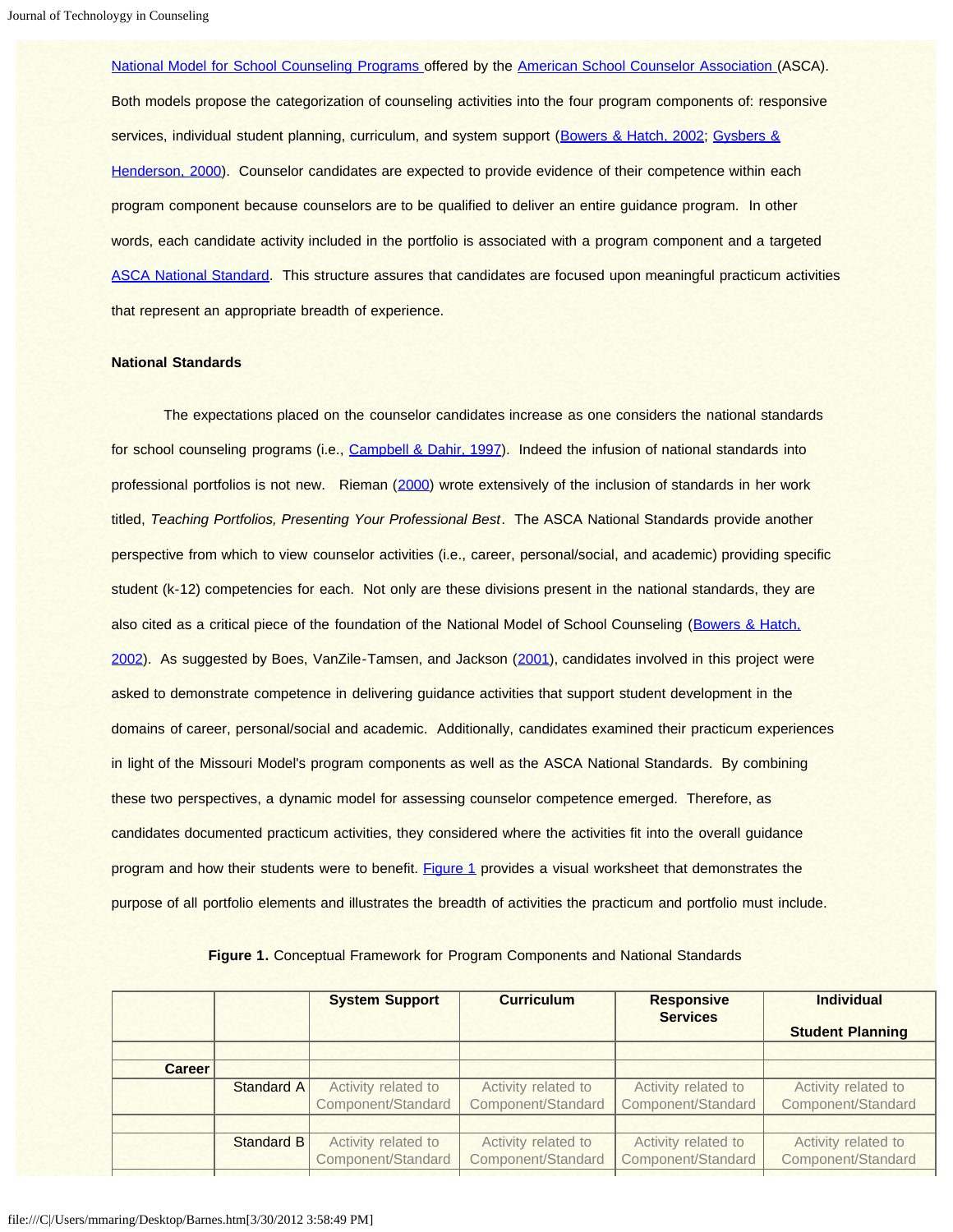National Model for School Counseling Programs offered by the American School Counselor Association (ASCA). Both models propose the categorization of counseling activities into the four program components of: responsive services, individual student planning, curriculum, and system support (Bowers & Hatch, 2002; Gysbers & Henderson, 2000). Counselor candidates are expected to provide evidence of their competence within each program component because counselors are to be qualified to deliver an entire guidance program. In other words, each candidate activity included in the portfolio is associated with a program component and a targeted ASCA National Standard. This structure assures that candidates are focused upon meaningful practicum activities that represent an appropriate breadth of experience.

**National Standards**

The expectations placed on the counselor candidates increase as one considers the national standards for school counseling programs (i.e., Campbell & Dahir, 1997). Indeed the infusion of national standards into professional portfolios is not new. Rieman (2000) wrote extensively of the inclusion of standards in her work titled, *Teaching Portfolios, Presenting Your Professional Best*. The ASCA National Standards provide another perspective from which to view counselor activities (i.e., career, personal/social, and academic) providing specific student (k-12) competencies for each. Not only are these divisions present in the national standards, they are also cited as a critical piece of the foundation of the National Model of School Counseling (Bowers & Hatch, 2002). As suggested by Boes, VanZile-Tamsen, and Jackson (2001), candidates involved in this project were asked to demonstrate competence in delivering guidance activities that support student development in the domains of career, personal/social and academic. Additionally, candidates examined their practicum experiences in light of the Missouri Model's program components as well as the ASCA National Standards. By combining these two perspectives, a dynamic model for assessing counselor competence emerged. Therefore, as candidates documented practicum activities, they considered where the activities fit into the overall guidance program and how their students were to benefit. Figure 1 provides a visual worksheet that demonstrates the purpose of all portfolio elements and illustrates the breadth of activities the practicum and portfolio must include.

**Figure 1.** Conceptual Framework for Program Components and National Standards

| | | System Support | Curriculum | Responsive Services | Individual Student Planning |
|---|---|---|---|---|---|
| | | | | | |
| **Career** | | | | | |
| | Standard A | Activity related to Component/Standard | Activity related to Component/Standard | Activity related to Component/Standard | Activity related to Component/Standard |
| | | | | | |
| | Standard B | Activity related to Component/Standard | Activity related to Component/Standard | Activity related to Component/Standard | Activity related to Component/Standard |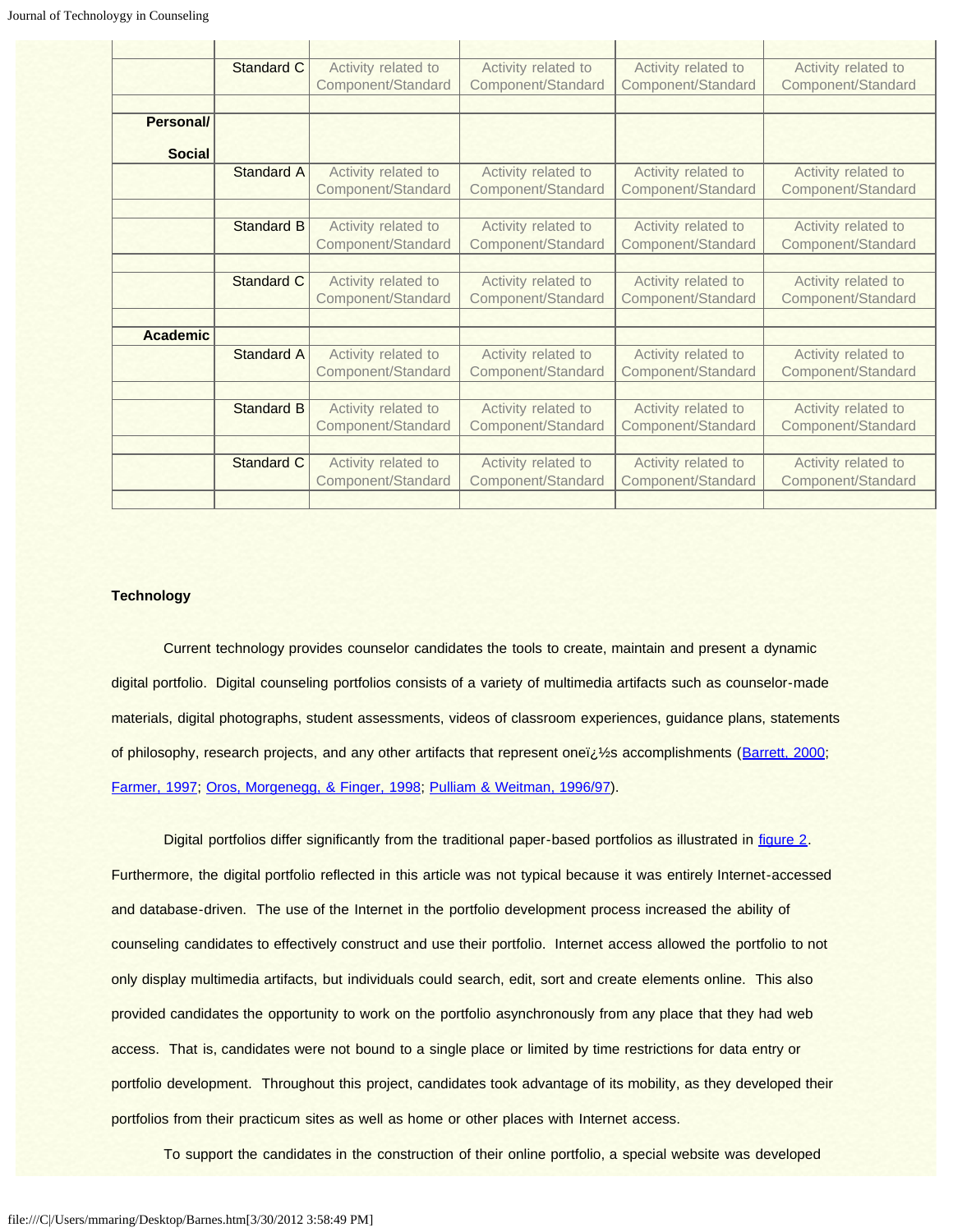| | | | | | |
|---|---|---|---|---|---|
| | | | | | |
| | Standard C | Activity related to Component/Standard | Activity related to Component/Standard | Activity related to Component/Standard | Activity related to Component/Standard |
| | | | | | |
| **Personal/ Social** | | | | | |
| | Standard A | Activity related to Component/Standard | Activity related to Component/Standard | Activity related to Component/Standard | Activity related to Component/Standard |
| | | | | | |
| | Standard B | Activity related to Component/Standard | Activity related to Component/Standard | Activity related to Component/Standard | Activity related to Component/Standard |
| | | | | | |
| | Standard C | Activity related to Component/Standard | Activity related to Component/Standard | Activity related to Component/Standard | Activity related to Component/Standard |
| | | | | | |
| **Academic** | | | | | |
| | Standard A | Activity related to Component/Standard | Activity related to Component/Standard | Activity related to Component/Standard | Activity related to Component/Standard |
| | | | | | |
| | Standard B | Activity related to Component/Standard | Activity related to Component/Standard | Activity related to Component/Standard | Activity related to Component/Standard |
| | | | | | |
| | Standard C | Activity related to Component/Standard | Activity related to Component/Standard | Activity related to Component/Standard | Activity related to Component/Standard |
| | | | | | |

**Technology**

Current technology provides counselor candidates the tools to create, maintain and present a dynamic digital portfolio. Digital counseling portfolios consists of a variety of multimedia artifacts such as counselor-made materials, digital photographs, student assessments, videos of classroom experiences, guidance plans, statements of philosophy, research projects, and any other artifacts that represent oneï¿½s accomplishments (Barrett, 2000; Farmer, 1997; Oros, Morgenegg, & Finger, 1998; Pulliam & Weitman, 1996/97).

Digital portfolios differ significantly from the traditional paper-based portfolios as illustrated in figure 2. Furthermore, the digital portfolio reflected in this article was not typical because it was entirely Internet-accessed and database-driven. The use of the Internet in the portfolio development process increased the ability of counseling candidates to effectively construct and use their portfolio. Internet access allowed the portfolio to not only display multimedia artifacts, but individuals could search, edit, sort and create elements online. This also provided candidates the opportunity to work on the portfolio asynchronously from any place that they had web access. That is, candidates were not bound to a single place or limited by time restrictions for data entry or portfolio development. Throughout this project, candidates took advantage of its mobility, as they developed their portfolios from their practicum sites as well as home or other places with Internet access.

To support the candidates in the construction of their online portfolio, a special website was developed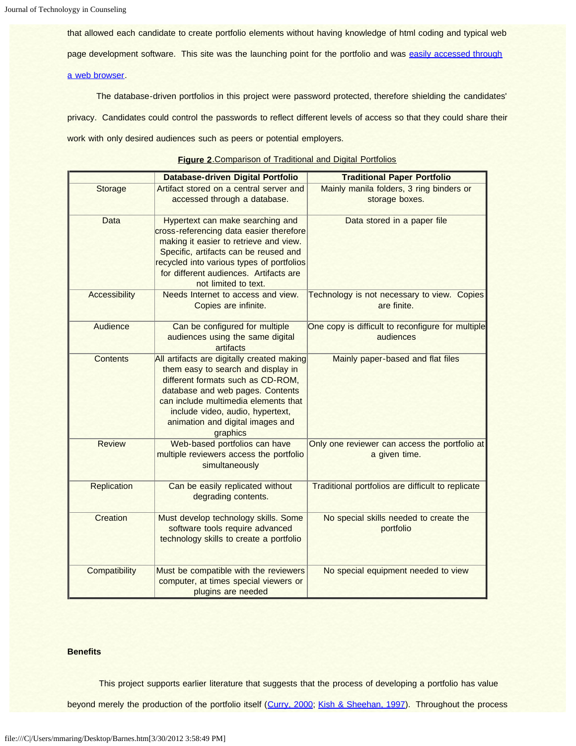that allowed each candidate to create portfolio elements without having knowledge of html coding and typical web page development software. This site was the launching point for the portfolio and was [easily accessed through a web browser](#).

The database-driven portfolios in this project were password protected, therefore shielding the candidates' privacy. Candidates could control the passwords to reflect different levels of access so that they could share their work with only desired audiences such as peers or potential employers.

**Figure 2**.Comparison of Traditional and Digital Portfolios

| | Database-driven Digital Portfolio | Traditional Paper Portfolio |
|---|---|---|
| Storage | Artifact stored on a central server and accessed through a database. | Mainly manila folders, 3 ring binders or storage boxes. |
| Data | Hypertext can make searching and cross-referencing data easier therefore making it easier to retrieve and view. Specific, artifacts can be reused and recycled into various types of portfolios for different audiences. Artifacts are not limited to text. | Data stored in a paper file |
| Accessibility | Needs Internet to access and view. Copies are infinite. | Technology is not necessary to view. Copies are finite. |
| Audience | Can be configured for multiple audiences using the same digital artifacts | One copy is difficult to reconfigure for multiple audiences |
| Contents | All artifacts are digitally created making them easy to search and display in different formats such as CD-ROM, database and web pages. Contents can include multimedia elements that include video, audio, hypertext, animation and digital images and graphics | Mainly paper-based and flat files |
| Review | Web-based portfolios can have multiple reviewers access the portfolio simultaneously | Only one reviewer can access the portfolio at a given time. |
| Replication | Can be easily replicated without degrading contents. | Traditional portfolios are difficult to replicate |
| Creation | Must develop technology skills. Some software tools require advanced technology skills to create a portfolio | No special skills needed to create the portfolio |
| Compatibility | Must be compatible with the reviewers computer, at times special viewers or plugins are needed | No special equipment needed to view |

**Benefits**

This project supports earlier literature that suggests that the process of developing a portfolio has value beyond merely the production of the portfolio itself ([Curry, 2000](#); [Kish & Sheehan, 1997](#)). Throughout the process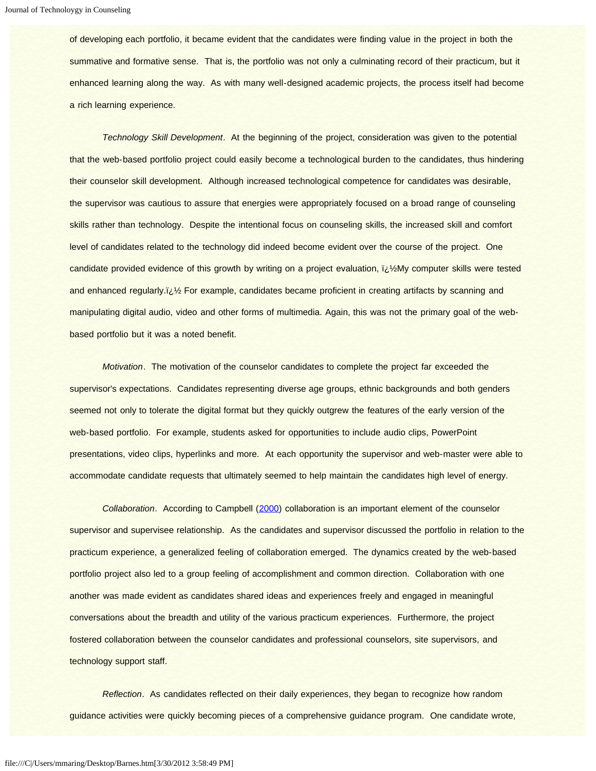of developing each portfolio, it became evident that the candidates were finding value in the project in both the summative and formative sense. That is, the portfolio was not only a culminating record of their practicum, but it enhanced learning along the way. As with many well-designed academic projects, the process itself had become a rich learning experience.

*Technology Skill Development*. At the beginning of the project, consideration was given to the potential that the web-based portfolio project could easily become a technological burden to the candidates, thus hindering their counselor skill development. Although increased technological competence for candidates was desirable, the supervisor was cautious to assure that energies were appropriately focused on a broad range of counseling skills rather than technology. Despite the intentional focus on counseling skills, the increased skill and comfort level of candidates related to the technology did indeed become evident over the course of the project. One candidate provided evidence of this growth by writing on a project evaluation, ï¿½My computer skills were tested and enhanced regularly.ï¿½ For example, candidates became proficient in creating artifacts by scanning and manipulating digital audio, video and other forms of multimedia. Again, this was not the primary goal of the web-based portfolio but it was a noted benefit.

*Motivation*. The motivation of the counselor candidates to complete the project far exceeded the supervisor's expectations. Candidates representing diverse age groups, ethnic backgrounds and both genders seemed not only to tolerate the digital format but they quickly outgrew the features of the early version of the web-based portfolio. For example, students asked for opportunities to include audio clips, PowerPoint presentations, video clips, hyperlinks and more. At each opportunity the supervisor and web-master were able to accommodate candidate requests that ultimately seemed to help maintain the candidates high level of energy.

*Collaboration*. According to Campbell (2000) collaboration is an important element of the counselor supervisor and supervisee relationship. As the candidates and supervisor discussed the portfolio in relation to the practicum experience, a generalized feeling of collaboration emerged. The dynamics created by the web-based portfolio project also led to a group feeling of accomplishment and common direction. Collaboration with one another was made evident as candidates shared ideas and experiences freely and engaged in meaningful conversations about the breadth and utility of the various practicum experiences. Furthermore, the project fostered collaboration between the counselor candidates and professional counselors, site supervisors, and technology support staff.

*Reflection*. As candidates reflected on their daily experiences, they began to recognize how random guidance activities were quickly becoming pieces of a comprehensive guidance program. One candidate wrote,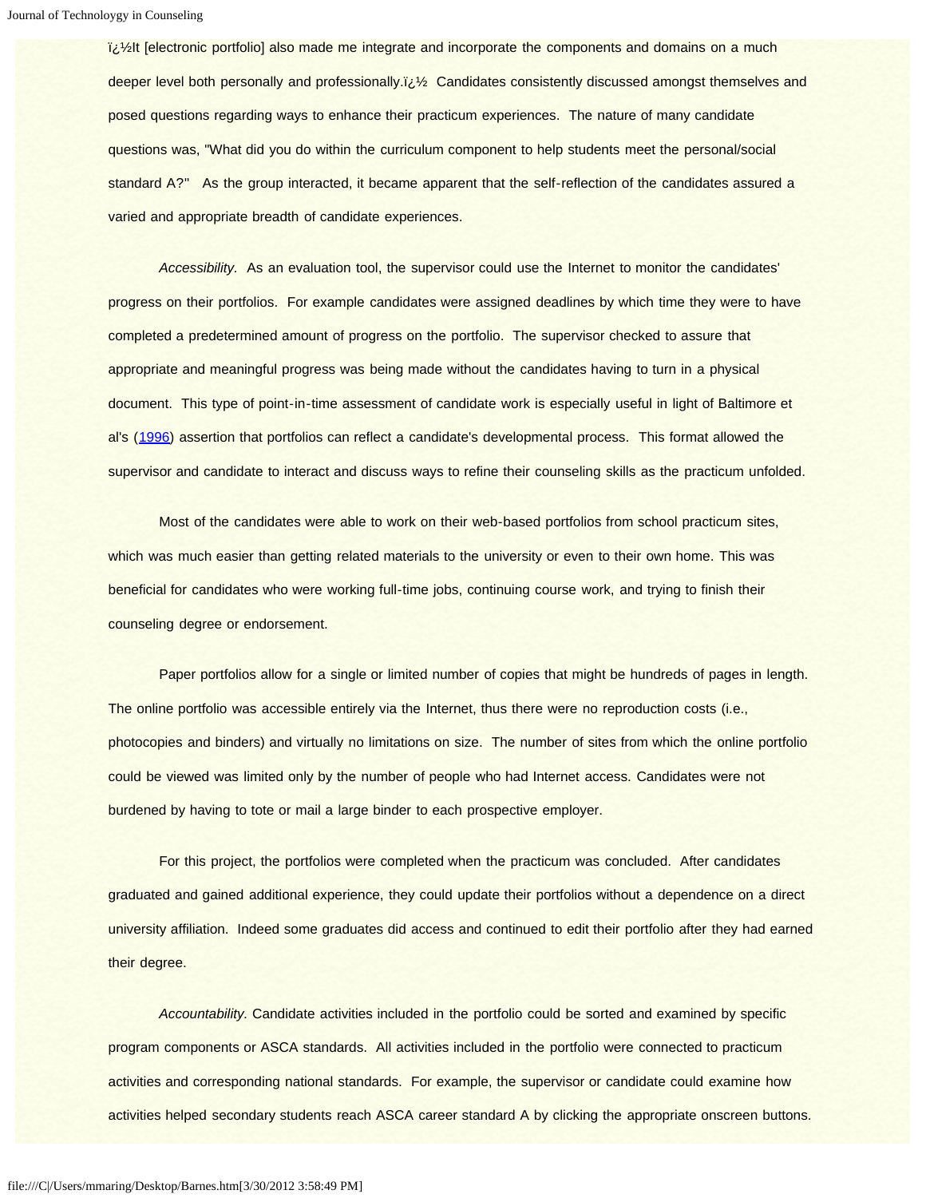ï¿½It [electronic portfolio] also made me integrate and incorporate the components and domains on a much deeper level both personally and professionally.ï¿½ Candidates consistently discussed amongst themselves and posed questions regarding ways to enhance their practicum experiences. The nature of many candidate questions was, "What did you do within the curriculum component to help students meet the personal/social standard A?" As the group interacted, it became apparent that the self-reflection of the candidates assured a varied and appropriate breadth of candidate experiences.

*Accessibility.* As an evaluation tool, the supervisor could use the Internet to monitor the candidates' progress on their portfolios. For example candidates were assigned deadlines by which time they were to have completed a predetermined amount of progress on the portfolio. The supervisor checked to assure that appropriate and meaningful progress was being made without the candidates having to turn in a physical document. This type of point-in-time assessment of candidate work is especially useful in light of Baltimore et al's (1996) assertion that portfolios can reflect a candidate's developmental process. This format allowed the supervisor and candidate to interact and discuss ways to refine their counseling skills as the practicum unfolded.

Most of the candidates were able to work on their web-based portfolios from school practicum sites, which was much easier than getting related materials to the university or even to their own home. This was beneficial for candidates who were working full-time jobs, continuing course work, and trying to finish their counseling degree or endorsement.

Paper portfolios allow for a single or limited number of copies that might be hundreds of pages in length. The online portfolio was accessible entirely via the Internet, thus there were no reproduction costs (i.e., photocopies and binders) and virtually no limitations on size. The number of sites from which the online portfolio could be viewed was limited only by the number of people who had Internet access. Candidates were not burdened by having to tote or mail a large binder to each prospective employer.

For this project, the portfolios were completed when the practicum was concluded. After candidates graduated and gained additional experience, they could update their portfolios without a dependence on a direct university affiliation. Indeed some graduates did access and continued to edit their portfolio after they had earned their degree.

*Accountability.* Candidate activities included in the portfolio could be sorted and examined by specific program components or ASCA standards. All activities included in the portfolio were connected to practicum activities and corresponding national standards. For example, the supervisor or candidate could examine how activities helped secondary students reach ASCA career standard A by clicking the appropriate onscreen buttons.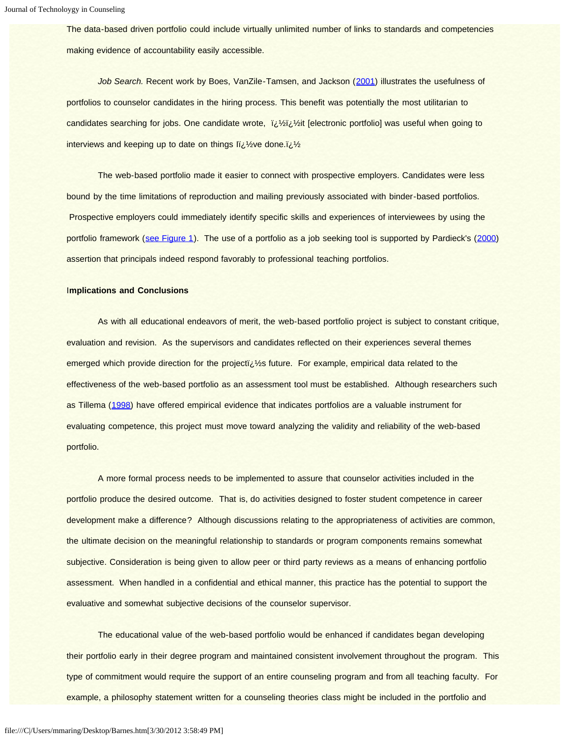The data-based driven portfolio could include virtually unlimited number of links to standards and competencies making evidence of accountability easily accessible.

*Job Search.* Recent work by Boes, VanZile-Tamsen, and Jackson (2001) illustrates the usefulness of portfolios to counselor candidates in the hiring process. This benefit was potentially the most utilitarian to candidates searching for jobs. One candidate wrote, ï¿½ï¿½it [electronic portfolio] was useful when going to interviews and keeping up to date on things Iï¿½ve done.ï¿½

The web-based portfolio made it easier to connect with prospective employers. Candidates were less bound by the time limitations of reproduction and mailing previously associated with binder-based portfolios. Prospective employers could immediately identify specific skills and experiences of interviewees by using the portfolio framework (see Figure 1). The use of a portfolio as a job seeking tool is supported by Pardieck's (2000) assertion that principals indeed respond favorably to professional teaching portfolios.

**Implications and Conclusions**

As with all educational endeavors of merit, the web-based portfolio project is subject to constant critique, evaluation and revision. As the supervisors and candidates reflected on their experiences several themes emerged which provide direction for the projectï¿½s future. For example, empirical data related to the effectiveness of the web-based portfolio as an assessment tool must be established. Although researchers such as Tillema (1998) have offered empirical evidence that indicates portfolios are a valuable instrument for evaluating competence, this project must move toward analyzing the validity and reliability of the web-based portfolio.

A more formal process needs to be implemented to assure that counselor activities included in the portfolio produce the desired outcome. That is, do activities designed to foster student competence in career development make a difference? Although discussions relating to the appropriateness of activities are common, the ultimate decision on the meaningful relationship to standards or program components remains somewhat subjective. Consideration is being given to allow peer or third party reviews as a means of enhancing portfolio assessment. When handled in a confidential and ethical manner, this practice has the potential to support the evaluative and somewhat subjective decisions of the counselor supervisor.

The educational value of the web-based portfolio would be enhanced if candidates began developing their portfolio early in their degree program and maintained consistent involvement throughout the program. This type of commitment would require the support of an entire counseling program and from all teaching faculty. For example, a philosophy statement written for a counseling theories class might be included in the portfolio and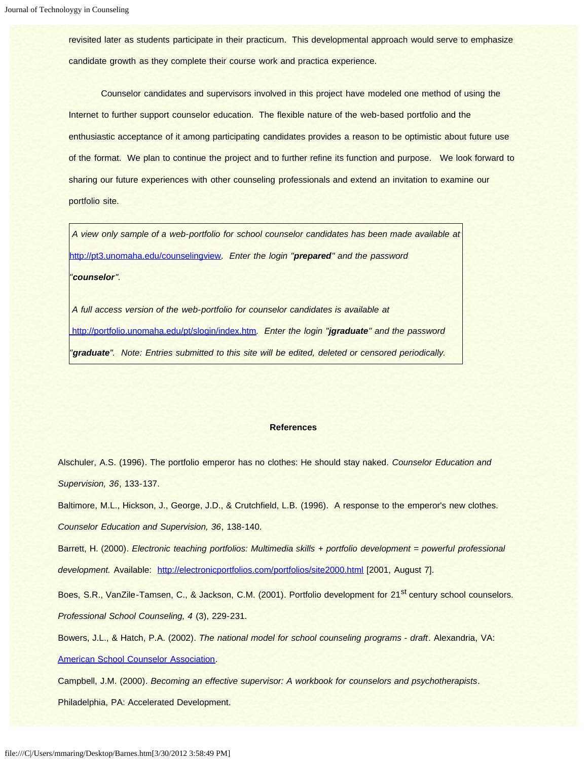revisited later as students participate in their practicum. This developmental approach would serve to emphasize candidate growth as they complete their course work and practica experience.

Counselor candidates and supervisors involved in this project have modeled one method of using the Internet to further support counselor education. The flexible nature of the web-based portfolio and the enthusiastic acceptance of it among participating candidates provides a reason to be optimistic about future use of the format. We plan to continue the project and to further refine its function and purpose. We look forward to sharing our future experiences with other counseling professionals and extend an invitation to examine our portfolio site.

> *A view only sample of a web-portfolio for school counselor candidates has been made available at [http://pt3.unomaha.edu/counselingview](http://pt3.unomaha.edu/counselingview). Enter the login "**prepared**" and the password "**counselor**".*
>
> *A full access version of the web-portfolio for counselor candidates is available at [http://portfolio.unomaha.edu/pt/slogin/index.htm](http://portfolio.unomaha.edu/pt/slogin/index.htm). Enter the login "**jgraduate**" and the password "**graduate**". Note: Entries submitted to this site will be edited, deleted or censored periodically.*

## References

Alschuler, A.S. (1996). The portfolio emperor has no clothes: He should stay naked. *Counselor Education and Supervision, 36*, 133-137.

Baltimore, M.L., Hickson, J., George, J.D., & Crutchfield, L.B. (1996). A response to the emperor's new clothes. *Counselor Education and Supervision, 36*, 138-140.

Barrett, H. (2000). *Electronic teaching portfolios: Multimedia skills + portfolio development = powerful professional development.* Available: [http://electronicportfolios.com/portfolios/site2000.html](http://electronicportfolios.com/portfolios/site2000.html) [2001, August 7].

Boes, S.R., VanZile-Tamsen, C., & Jackson, C.M. (2001). Portfolio development for 21st century school counselors. *Professional School Counseling, 4* (3), 229-231.

Bowers, J.L., & Hatch, P.A. (2002). *The national model for school counseling programs - draft*. Alexandria, VA: American School Counselor Association.

Campbell, J.M. (2000). *Becoming an effective supervisor: A workbook for counselors and psychotherapists*. Philadelphia, PA: Accelerated Development.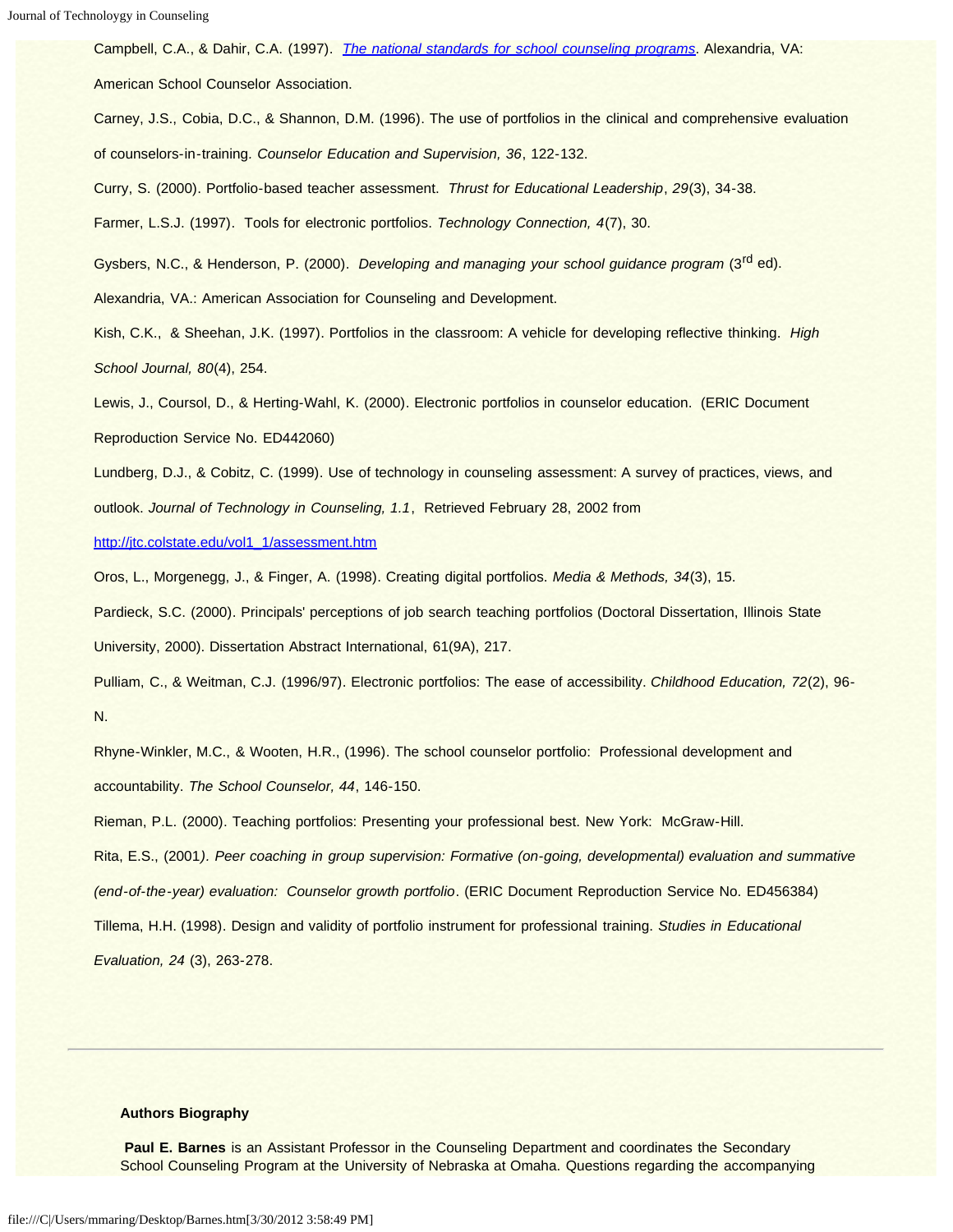Campbell, C.A., & Dahir, C.A. (1997). *The national standards for school counseling programs*. Alexandria, VA: American School Counselor Association.

Carney, J.S., Cobia, D.C., & Shannon, D.M. (1996). The use of portfolios in the clinical and comprehensive evaluation of counselors-in-training. *Counselor Education and Supervision, 36*, 122-132.

Curry, S. (2000). Portfolio-based teacher assessment. *Thrust for Educational Leadership*, *29*(3), 34-38.

Farmer, L.S.J. (1997). Tools for electronic portfolios. *Technology Connection, 4*(7), 30.

Gysbers, N.C., & Henderson, P. (2000). *Developing and managing your school guidance program* (3rd ed). Alexandria, VA.: American Association for Counseling and Development.

Kish, C.K., & Sheehan, J.K. (1997). Portfolios in the classroom: A vehicle for developing reflective thinking. *High School Journal, 80*(4), 254.

Lewis, J., Coursol, D., & Herting-Wahl, K. (2000). Electronic portfolios in counselor education. (ERIC Document Reproduction Service No. ED442060)

Lundberg, D.J., & Cobitz, C. (1999). Use of technology in counseling assessment: A survey of practices, views, and outlook. *Journal of Technology in Counseling, 1.1*, Retrieved February 28, 2002 from http://jtc.colstate.edu/vol1_1/assessment.htm

Oros, L., Morgenegg, J., & Finger, A. (1998). Creating digital portfolios. *Media & Methods, 34*(3), 15.

Pardieck, S.C. (2000). Principals' perceptions of job search teaching portfolios (Doctoral Dissertation, Illinois State University, 2000). Dissertation Abstract International, 61(9A), 217.

Pulliam, C., & Weitman, C.J. (1996/97). Electronic portfolios: The ease of accessibility. *Childhood Education, 72*(2), 96-N.

Rhyne-Winkler, M.C., & Wooten, H.R., (1996). The school counselor portfolio: Professional development and accountability. *The School Counselor, 44*, 146-150.

Rieman, P.L. (2000). Teaching portfolios: Presenting your professional best. New York: McGraw-Hill.

Rita, E.S., (2001*). Peer coaching in group supervision: Formative (on-going, developmental) evaluation and summative (end-of-the-year) evaluation: Counselor growth portfolio*. (ERIC Document Reproduction Service No. ED456384)

Tillema, H.H. (1998). Design and validity of portfolio instrument for professional training. *Studies in Educational Evaluation, 24* (3), 263-278.

---

**Authors Biography**

**Paul E. Barnes** is an Assistant Professor in the Counseling Department and coordinates the Secondary School Counseling Program at the University of Nebraska at Omaha. Questions regarding the accompanying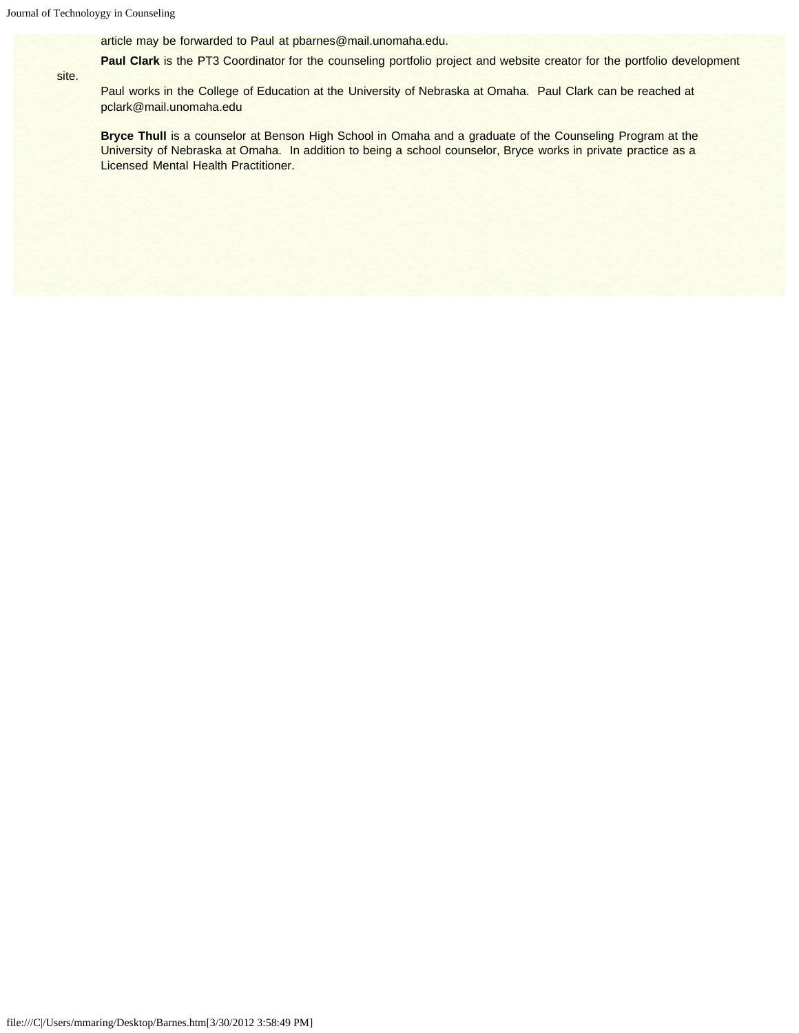article may be forwarded to Paul at pbarnes@mail.unomaha.edu.

**Paul Clark** is the PT3 Coordinator for the counseling portfolio project and website creator for the portfolio development site.

Paul works in the College of Education at the University of Nebraska at Omaha. Paul Clark can be reached at pclark@mail.unomaha.edu

**Bryce Thull** is a counselor at Benson High School in Omaha and a graduate of the Counseling Program at the University of Nebraska at Omaha. In addition to being a school counselor, Bryce works in private practice as a Licensed Mental Health Practitioner.